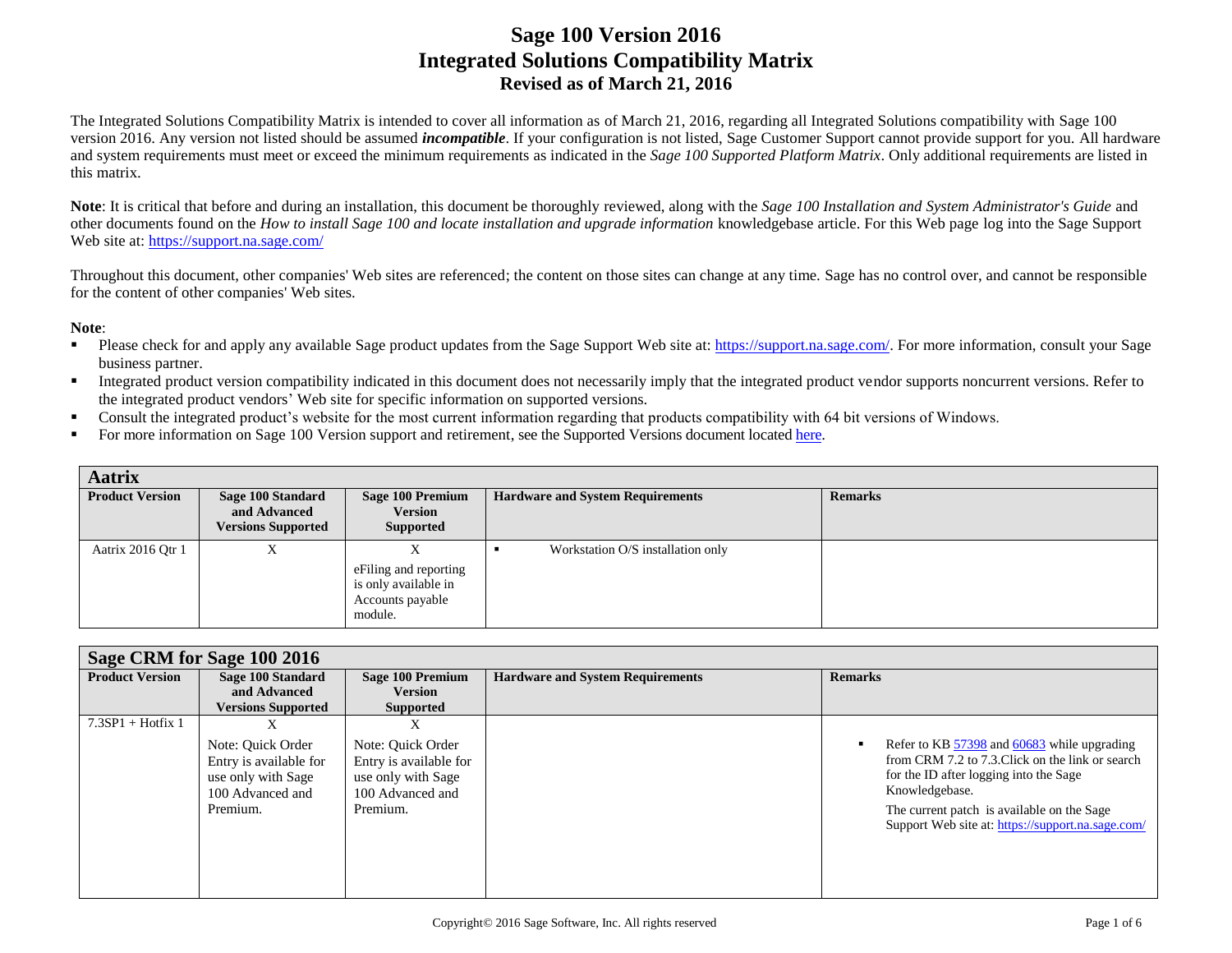# Sage 100 Version 2016
# Integrated Solutions Compatibility Matrix
## Revised as of March 21, 2016

The Integrated Solutions Compatibility Matrix is intended to cover all information as of March 21, 2016, regarding all Integrated Solutions compatibility with Sage 100 version 2016. Any version not listed should be assumed ***incompatible***. If your configuration is not listed, Sage Customer Support cannot provide support for you. All hardware and system requirements must meet or exceed the minimum requirements as indicated in the *Sage 100 Supported Platform Matrix*. Only additional requirements are listed in this matrix.

**Note**: It is critical that before and during an installation, this document be thoroughly reviewed, along with the *Sage 100 Installation and System Administrator's Guide* and other documents found on the *How to install Sage 100 and locate installation and upgrade information* knowledgebase article. For this Web page log into the Sage Support Web site at: https://support.na.sage.com/

Throughout this document, other companies' Web sites are referenced; the content on those sites can change at any time. Sage has no control over, and cannot be responsible for the content of other companies' Web sites.

**Note**:

- Please check for and apply any available Sage product updates from the Sage Support Web site at: https://support.na.sage.com/. For more information, consult your Sage business partner.
- Integrated product version compatibility indicated in this document does not necessarily imply that the integrated product vendor supports noncurrent versions. Refer to the integrated product vendors' Web site for specific information on supported versions.
- Consult the integrated product's website for the most current information regarding that products compatibility with 64 bit versions of Windows.
- For more information on Sage 100 Version support and retirement, see the Supported Versions document located here.

| **Aatrix** | | | | |
|---|---|---|---|---|
| **Product Version** | **Sage 100 Standard and Advanced Versions Supported** | **Sage 100 Premium Version Supported** | **Hardware and System Requirements** | **Remarks** |
| Aatrix 2016 Qtr 1 | X | X<br>eFiling and reporting is only available in Accounts payable module. | ▪ Workstation O/S installation only | |

| **Sage CRM for Sage 100 2016** | | | | |
|---|---|---|---|---|
| **Product Version** | **Sage 100 Standard and Advanced Versions Supported** | **Sage 100 Premium Version Supported** | **Hardware and System Requirements** | **Remarks** |
| 7.3SP1 + Hotfix 1 | X<br>Note: Quick Order Entry is available for use only with Sage 100 Advanced and Premium. | X<br>Note: Quick Order Entry is available for use only with Sage 100 Advanced and Premium. | | ▪ Refer to KB 57398 and 60683 while upgrading from CRM 7.2 to 7.3.Click on the link or search for the ID after logging into the Sage Knowledgebase.<br>The current patch is available on the Sage Support Web site at: https://support.na.sage.com/ |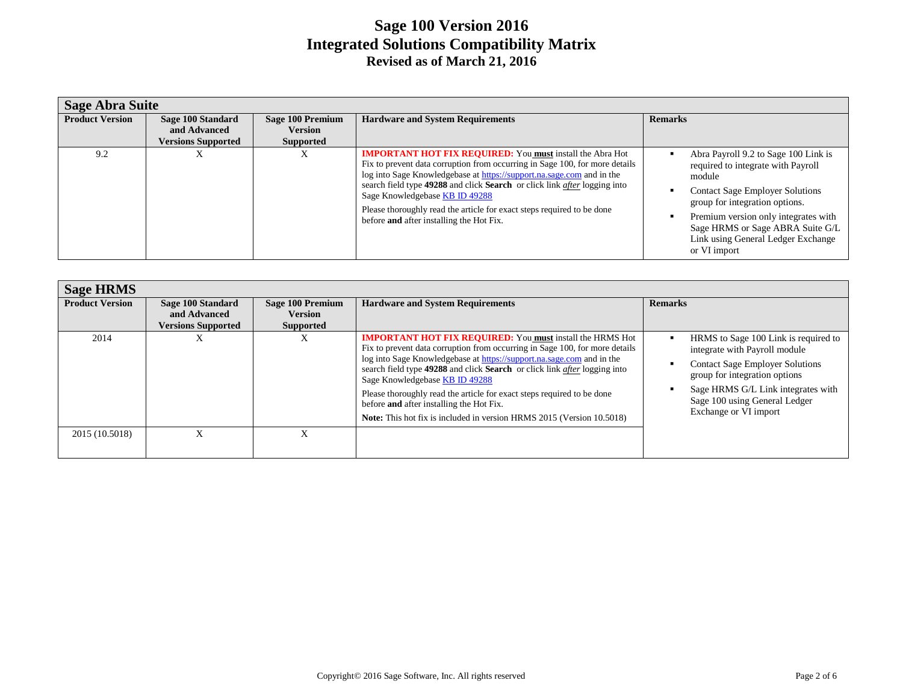# Sage 100 Version 2016
# Integrated Solutions Compatibility Matrix
## Revised as of March 21, 2016

## Sage Abra Suite

| Product Version | Sage 100 Standard and Advanced Versions Supported | Sage 100 Premium Version Supported | Hardware and System Requirements | Remarks |
|---|---|---|---|---|
| 9.2 | X | X | **IMPORTANT HOT FIX REQUIRED:** You **must** install the Abra Hot Fix to prevent data corruption from occurring in Sage 100, for more details log into Sage Knowledgebase at https://support.na.sage.com and in the search field type **49288** and click **Search** or click link *after* logging into Sage Knowledgebase KB ID 49288<br><br>Please thoroughly read the article for exact steps required to be done before **and** after installing the Hot Fix. | ▪ Abra Payroll 9.2 to Sage 100 Link is required to integrate with Payroll module<br>▪ Contact Sage Employer Solutions group for integration options.<br>▪ Premium version only integrates with Sage HRMS or Sage ABRA Suite G/L Link using General Ledger Exchange or VI import |

## Sage HRMS

| Product Version | Sage 100 Standard and Advanced Versions Supported | Sage 100 Premium Version Supported | Hardware and System Requirements | Remarks |
|---|---|---|---|---|
| 2014 | X | X | **IMPORTANT HOT FIX REQUIRED:** You **must** install the HRMS Hot Fix to prevent data corruption from occurring in Sage 100, for more details log into Sage Knowledgebase at https://support.na.sage.com and in the search field type **49288** and click **Search** or click link *after* logging into Sage Knowledgebase KB ID 49288<br><br>Please thoroughly read the article for exact steps required to be done before **and** after installing the Hot Fix.<br><br>**Note:** This hot fix is included in version HRMS 2015 (Version 10.5018) | ▪ HRMS to Sage 100 Link is required to integrate with Payroll module<br>▪ Contact Sage Employer Solutions group for integration options<br>▪ Sage HRMS G/L Link integrates with Sage 100 using General Ledger Exchange or VI import |
| 2015 (10.5018) | X | X | | |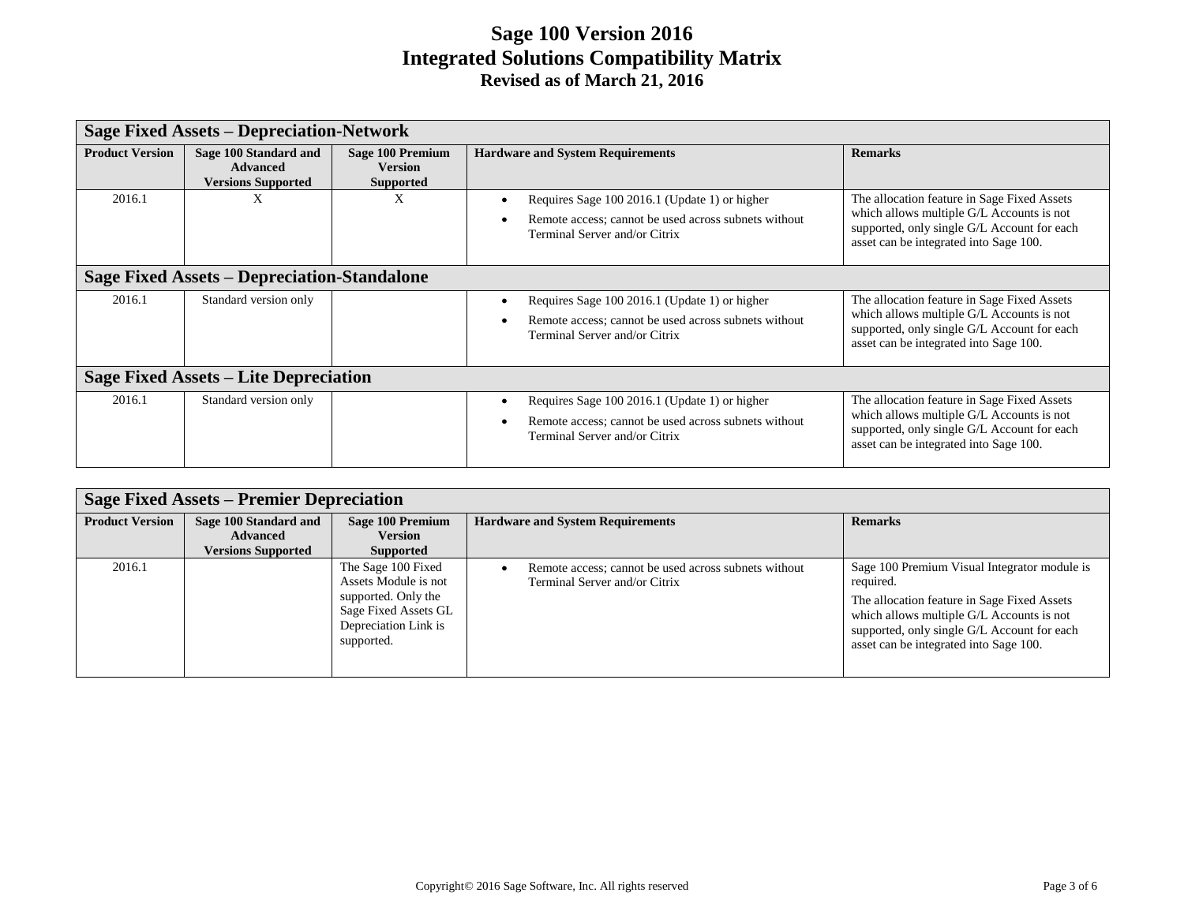# Sage 100 Version 2016
# Integrated Solutions Compatibility Matrix
## Revised as of March 21, 2016

| Sage Fixed Assets – Depreciation-Network | | | | |
|---|---|---|---|---|
| **Product Version** | **Sage 100 Standard and Advanced Versions Supported** | **Sage 100 Premium Version Supported** | **Hardware and System Requirements** | **Remarks** |
| 2016.1 | X | X | • Requires Sage 100 2016.1 (Update 1) or higher<br>• Remote access; cannot be used across subnets without Terminal Server and/or Citrix | The allocation feature in Sage Fixed Assets which allows multiple G/L Accounts is not supported, only single G/L Account for each asset can be integrated into Sage 100. |
| **Sage Fixed Assets – Depreciation-Standalone** | | | | |
| 2016.1 | Standard version only | | • Requires Sage 100 2016.1 (Update 1) or higher<br>• Remote access; cannot be used across subnets without Terminal Server and/or Citrix | The allocation feature in Sage Fixed Assets which allows multiple G/L Accounts is not supported, only single G/L Account for each asset can be integrated into Sage 100. |
| **Sage Fixed Assets – Lite Depreciation** | | | | |
| 2016.1 | Standard version only | | • Requires Sage 100 2016.1 (Update 1) or higher<br>• Remote access; cannot be used across subnets without Terminal Server and/or Citrix | The allocation feature in Sage Fixed Assets which allows multiple G/L Accounts is not supported, only single G/L Account for each asset can be integrated into Sage 100. |

| Sage Fixed Assets – Premier Depreciation | | | | |
|---|---|---|---|---|
| **Product Version** | **Sage 100 Standard and Advanced Versions Supported** | **Sage 100 Premium Version Supported** | **Hardware and System Requirements** | **Remarks** |
| 2016.1 | | The Sage 100 Fixed Assets Module is not supported. Only the Sage Fixed Assets GL Depreciation Link is supported. | • Remote access; cannot be used across subnets without Terminal Server and/or Citrix | Sage 100 Premium Visual Integrator module is required.<br>The allocation feature in Sage Fixed Assets which allows multiple G/L Accounts is not supported, only single G/L Account for each asset can be integrated into Sage 100. |

Copyright© 2016 Sage Software, Inc. All rights reserved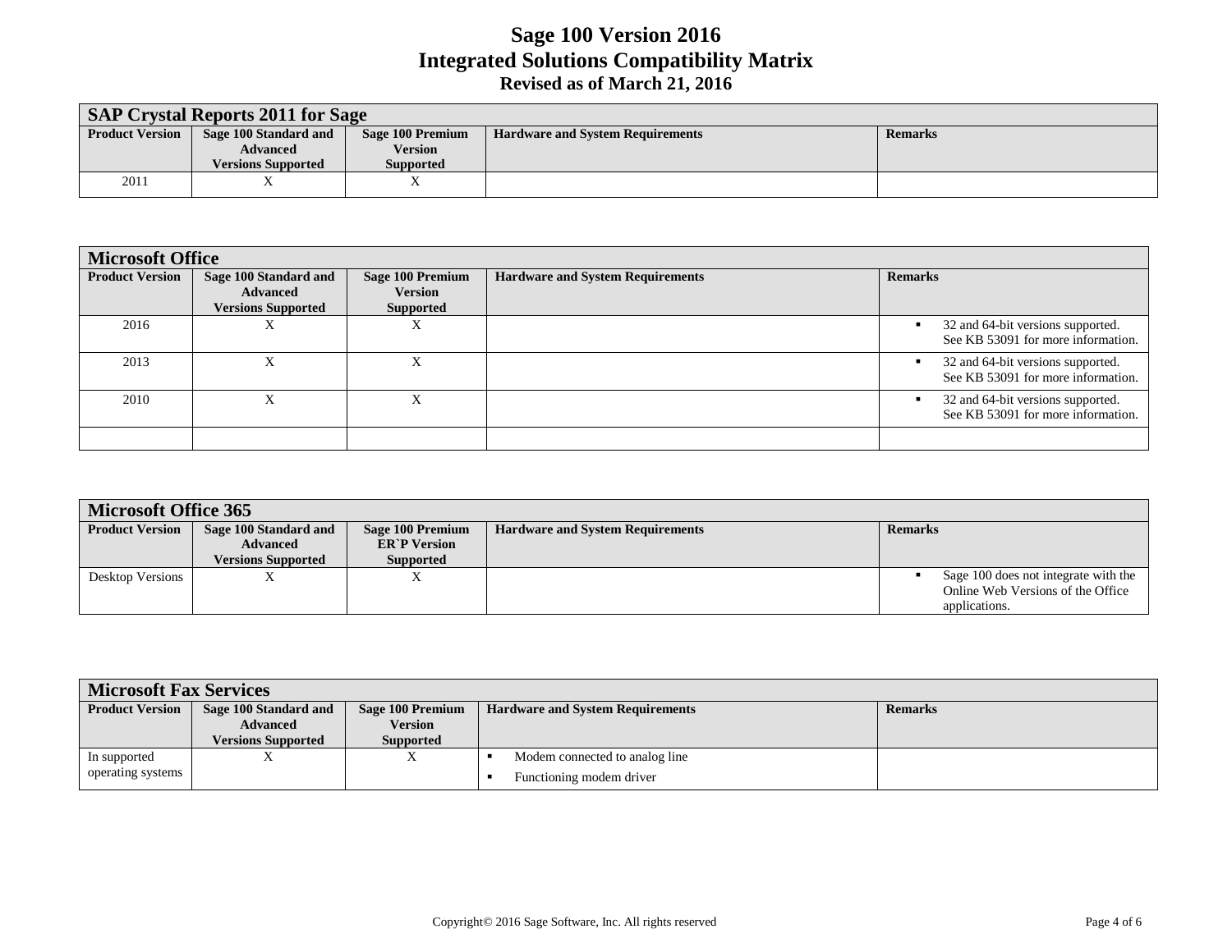# Sage 100 Version 2016
## Integrated Solutions Compatibility Matrix
### Revised as of March 21, 2016

| SAP Crystal Reports 2011 for Sage | | | | |
|---|---|---|---|---|
| **Product Version** | **Sage 100 Standard and Advanced Versions Supported** | **Sage 100 Premium Version Supported** | **Hardware and System Requirements** | **Remarks** |
| 2011 | X | X | | |

| Microsoft Office | | | | |
|---|---|---|---|---|
| **Product Version** | **Sage 100 Standard and Advanced Versions Supported** | **Sage 100 Premium Version Supported** | **Hardware and System Requirements** | **Remarks** |
| 2016 | X | X | | ▪ 32 and 64-bit versions supported. See KB 53091 for more information. |
| 2013 | X | X | | ▪ 32 and 64-bit versions supported. See KB 53091 for more information. |
| 2010 | X | X | | ▪ 32 and 64-bit versions supported. See KB 53091 for more information. |
| | | | | |

| Microsoft Office 365 | | | | |
|---|---|---|---|---|
| **Product Version** | **Sage 100 Standard and Advanced Versions Supported** | **Sage 100 Premium ER`P Version Supported** | **Hardware and System Requirements** | **Remarks** |
| Desktop Versions | X | X | | ▪ Sage 100 does not integrate with the Online Web Versions of the Office applications. |

| Microsoft Fax Services | | | | |
|---|---|---|---|---|
| **Product Version** | **Sage 100 Standard and Advanced Versions Supported** | **Sage 100 Premium Version Supported** | **Hardware and System Requirements** | **Remarks** |
| In supported operating systems | X | X | ▪ Modem connected to analog line<br>▪ Functioning modem driver | |

Copyright© 2016 Sage Software, Inc. All rights reserved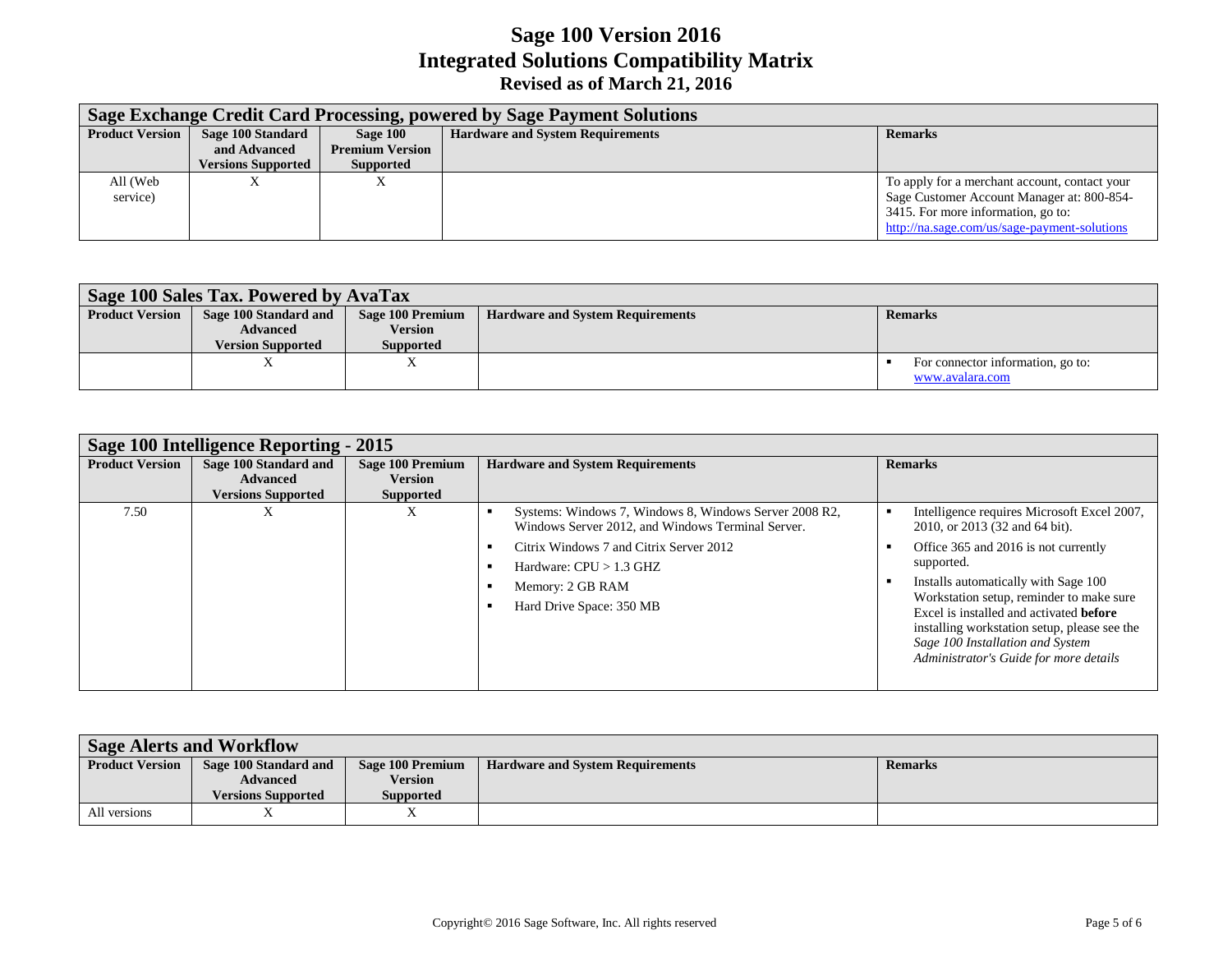# Sage 100 Version 2016
# Integrated Solutions Compatibility Matrix
### Revised as of March 21, 2016

**Sage Exchange Credit Card Processing, powered by Sage Payment Solutions**

| Product Version | Sage 100 Standard and Advanced Versions Supported | Sage 100 Premium Version Supported | Hardware and System Requirements | Remarks |
|---|---|---|---|---|
| All (Web service) | X | X | | To apply for a merchant account, contact your Sage Customer Account Manager at: 800-854-3415. For more information, go to: http://na.sage.com/us/sage-payment-solutions |

**Sage 100 Sales Tax. Powered by AvaTax**

| Product Version | Sage 100 Standard and Advanced Version Supported | Sage 100 Premium Version Supported | Hardware and System Requirements | Remarks |
|---|---|---|---|---|
| | X | X | | ▪ For connector information, go to: www.avalara.com |

**Sage 100 Intelligence Reporting - 2015**

| Product Version | Sage 100 Standard and Advanced Versions Supported | Sage 100 Premium Version Supported | Hardware and System Requirements | Remarks |
|---|---|---|---|---|
| 7.50 | X | X | ▪ Systems: Windows 7, Windows 8, Windows Server 2008 R2, Windows Server 2012, and Windows Terminal Server.<br>▪ Citrix Windows 7 and Citrix Server 2012<br>▪ Hardware: CPU > 1.3 GHZ<br>▪ Memory: 2 GB RAM<br>▪ Hard Drive Space: 350 MB | ▪ Intelligence requires Microsoft Excel 2007, 2010, or 2013 (32 and 64 bit).<br>▪ Office 365 and 2016 is not currently supported.<br>▪ Installs automatically with Sage 100 Workstation setup, reminder to make sure Excel is installed and activated **before** installing workstation setup, please see the *Sage 100 Installation and System Administrator's Guide for more details* |

**Sage Alerts and Workflow**

| Product Version | Sage 100 Standard and Advanced Versions Supported | Sage 100 Premium Version Supported | Hardware and System Requirements | Remarks |
|---|---|---|---|---|
| All versions | X | X | | |

Copyright© 2016 Sage Software, Inc. All rights reserved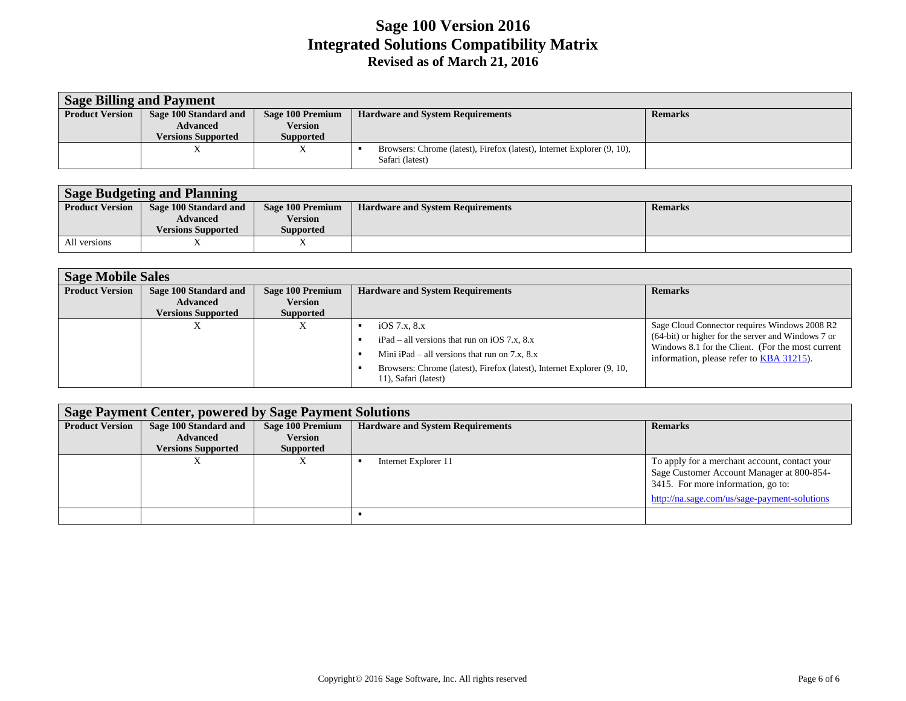# Sage 100 Version 2016
# Integrated Solutions Compatibility Matrix
## Revised as of March 21, 2016

### Sage Billing and Payment

| Product Version | Sage 100 Standard and Advanced Versions Supported | Sage 100 Premium Version Supported | Hardware and System Requirements | Remarks |
|---|---|---|---|---|
| | X | X | ▪ Browsers: Chrome (latest), Firefox (latest), Internet Explorer (9, 10), Safari (latest) | |

### Sage Budgeting and Planning

| Product Version | Sage 100 Standard and Advanced Versions Supported | Sage 100 Premium Version Supported | Hardware and System Requirements | Remarks |
|---|---|---|---|---|
| All versions | X | X | | |

### Sage Mobile Sales

| Product Version | Sage 100 Standard and Advanced Versions Supported | Sage 100 Premium Version Supported | Hardware and System Requirements | Remarks |
|---|---|---|---|---|
| | X | X | ▪ iOS 7.x, 8.x<br>▪ iPad – all versions that run on iOS 7.x, 8.x<br>▪ Mini iPad – all versions that run on 7.x, 8.x<br>▪ Browsers: Chrome (latest), Firefox (latest), Internet Explorer (9, 10, 11), Safari (latest) | Sage Cloud Connector requires Windows 2008 R2 (64-bit) or higher for the server and Windows 7 or Windows 8.1 for the Client. (For the most current information, please refer to KBA 31215). |

### Sage Payment Center, powered by Sage Payment Solutions

| Product Version | Sage 100 Standard and Advanced Versions Supported | Sage 100 Premium Version Supported | Hardware and System Requirements | Remarks |
|---|---|---|---|---|
| | X | X | ▪ Internet Explorer 11 | To apply for a merchant account, contact your Sage Customer Account Manager at 800-854-3415. For more information, go to: http://na.sage.com/us/sage-payment-solutions |
| | | | ▪ | |

Copyright© 2016 Sage Software, Inc. All rights reserved